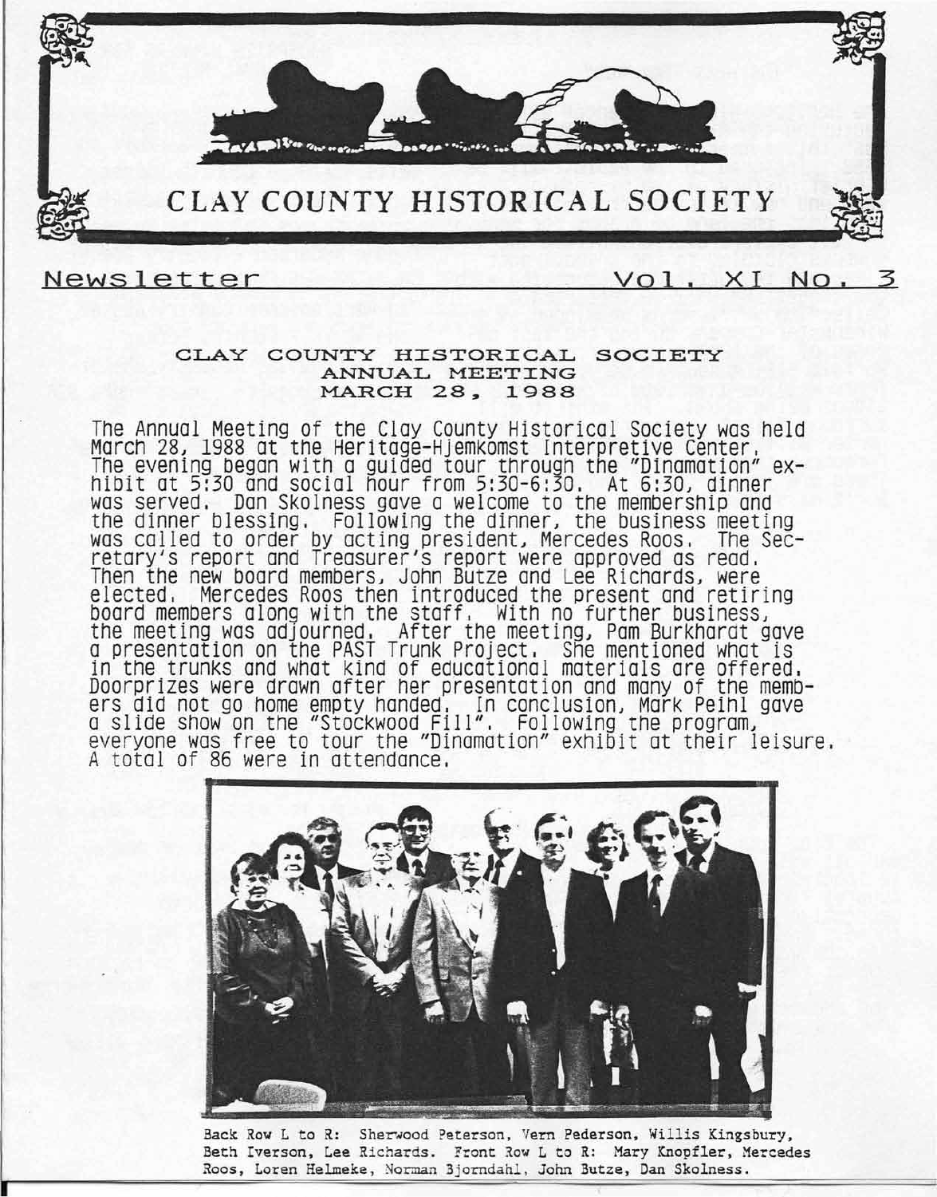# CLAY COUNTY HISTORICAL SOCIETY

Newsletter Vol. XI No. 3

## CLAY COUNTY HISTORICAL SOCIETY ANNUAL MEETING MARCH 28, 1988

The Annual Meeting of the Clay County Historical Society was held March 28, 1988 at the Heritage-Hjemkomst Interpretive Center. The evening began with a guided tour through the "Dinamation" exhibit at 5:30 and social hour from 5:30-6:30. At 6:30, dinner was served. Dan Skolness gave a welcome to the membership and the dinner blessing. Following the dinner, the business meeting was called to order by acting president, Mercedes Roos. The Secretary's report and Treasurer's report were approved as read. Then the new board members, John Butze and Lee Richards, were elected. Mercedes Roos then introduced the present and retiring board members along with the staff. With no further business, the meeting was adjourned. After the meeting, Pam Burkhardt gave a presentation on the PAST Trunk Project. She mentioned what is in the trunks and what kind of educational materials are offered. Doorprizes were drawn after her presentation and many of the members did not go home empty handed. In conclusion, Mark Peihl gave a slide show on the "Stockwood Fill". Following the program, everyone was free to tour the "Dinamation" exhibit at their leisure. A total of 86 were in attendance.

Back Row L to R: Sherwood Peterson, Vern Pederson, Willis Kingsbury, Beth Iverson, Lee Richards. Front Row L to R: Mary Knopfler, Mercedes Roos, Loren Helmeke, Norman Bjorndahl, John Butze, Dan Skolness.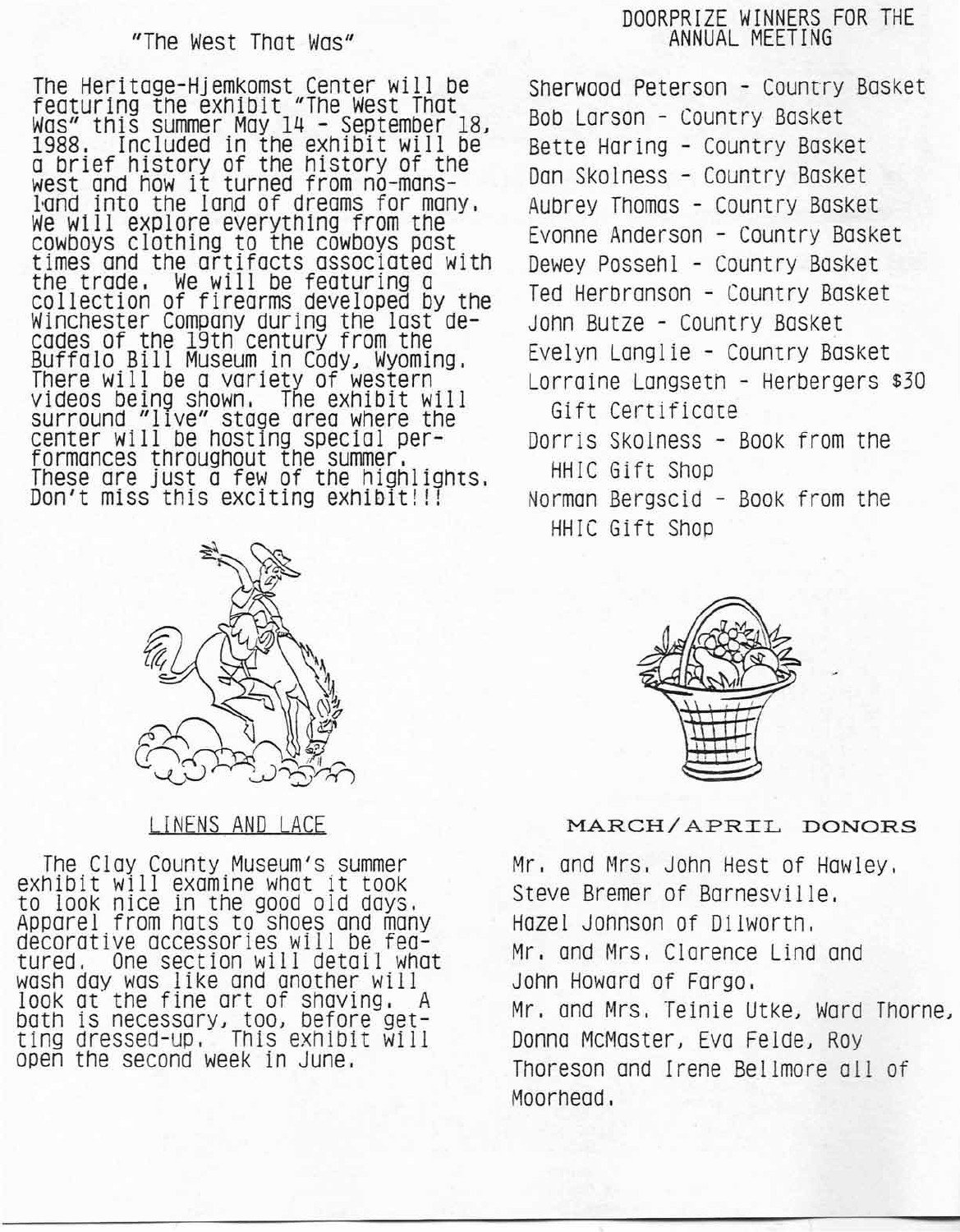## "The West That Was"

The Heritage-Hjemkomst Center will be featuring the exhibit "The West That Was" this summer May 14 - September 18, 1988. Included in the exhibit will be a brief history of the history of the west and how it turned from no-mans-land into the land of dreams for many. We will explore everything from the cowboys clothing to the cowboys past times and the artifacts associated with the trade. We will be featuring a collection of firearms developed by the Winchester Company during the last decades of the 19th century from the Buffalo Bill Museum in Cody, Wyoming. There will be a variety of western videos being shown. The exhibit will surround "live" stage area where the center will be hosting special performances throughout the summer. These are just a few of the highlights. Don't miss this exciting exhibit!!!

## LINENS AND LACE

The Clay County Museum's summer exhibit will examine what it took to look nice in the good old days. Apparel from hats to shoes and many decorative accessories will be featured. One section will detail what wash day was like and another will look at the fine art of shaving. A bath is necessary, too, before getting dressed-up. This exhibit will open the second week in June.

## DOORPRIZE WINNERS FOR THE ANNUAL MEETING

Sherwood Peterson - Country Basket
Bob Larson - Country Basket
Bette Haring - Country Basket
Dan Skolness - Country Basket
Aubrey Thomas - Country Basket
Evonne Anderson - Country Basket
Dewey Possehl - Country Basket
Ted Herbranson - Country Basket
John Butze - Country Basket
Evelyn Langlie - Country Basket
Lorraine Langseth - Herbergers $30 Gift Certificate
Dorris Skolness - Book from the HHIC Gift Shop
Norman Bergscid - Book from the HHIC Gift Shop

## MARCH/APRIL DONORS

Mr. and Mrs. John Hest of Hawley.
Steve Bremer of Barnesville.
Hazel Johnson of Dilworth.
Mr. and Mrs. Clarence Lind and John Howard of Fargo.
Mr. and Mrs. Teinie Utke, Ward Thorne, Donna McMaster, Eva Felde, Roy Thoreson and Irene Bellmore all of Moorhead.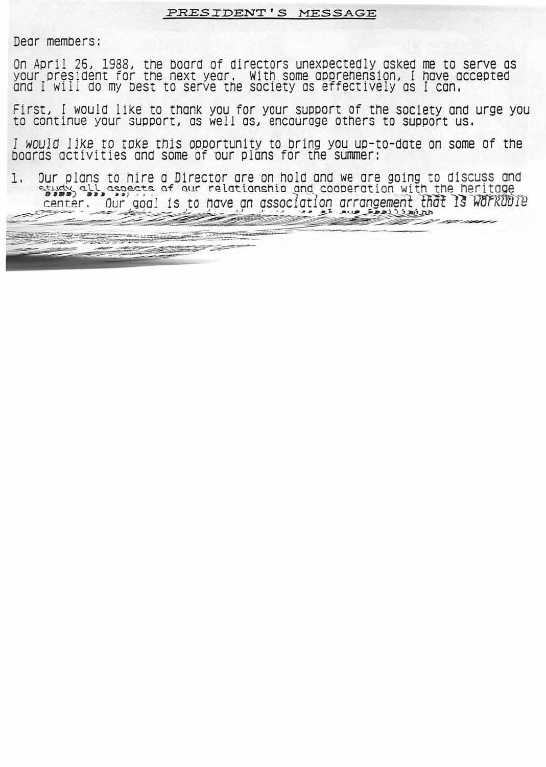# PRESIDENT'S MESSAGE

Dear members:

On April 26, 1988, the board of directors unexpectedly asked me to serve as your president for the next year. With some apprehension, I have accepted and I will do my best to serve the society as effectively as I can.

First, I would like to thank you for your support of the society and urge you to continue your support, as well as, encourage others to support us.

I would like to take this opportunity to bring you up-to-date on some of the boards activities and some of our plans for the summer:

1. Our plans to hire a Director are on hold and we are going to discuss and study all aspects of our relationship and cooperation with the heritage center. Our goal is to have an association arrangement that is workable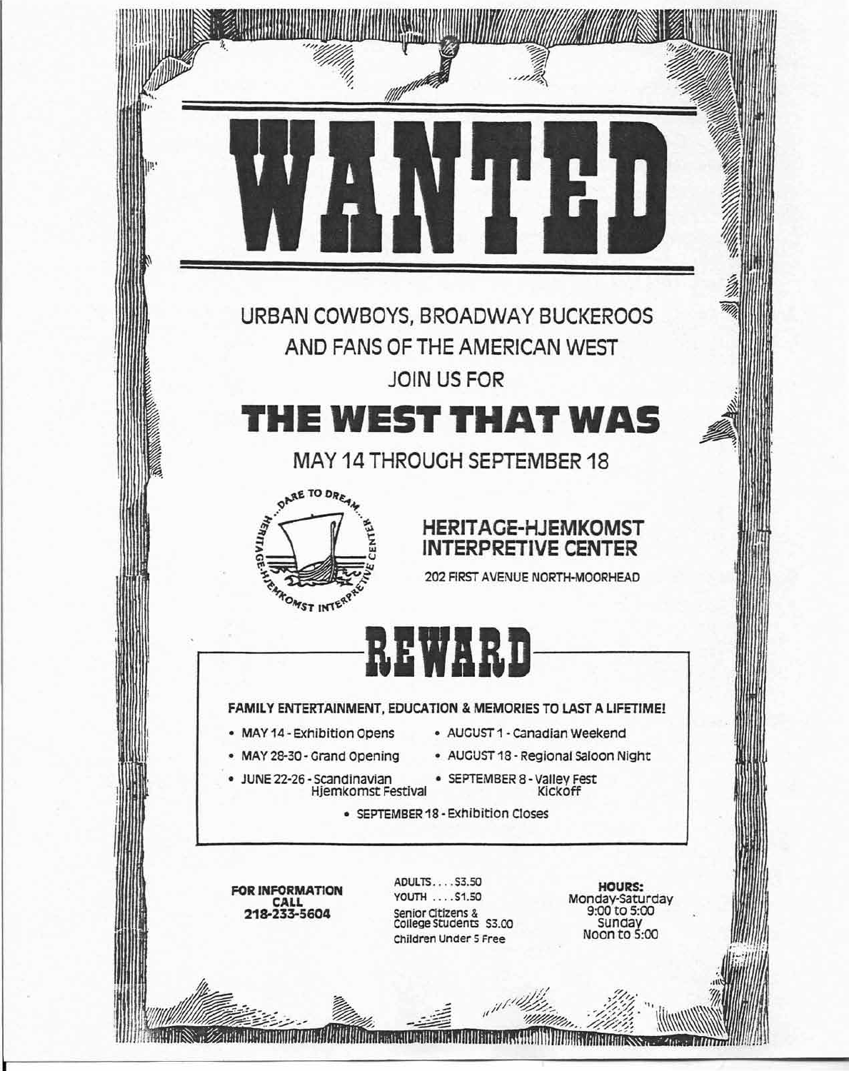# WANTED

URBAN COWBOYS, BROADWAY BUCKEROOS AND FANS OF THE AMERICAN WEST

JOIN US FOR

## THE WEST THAT WAS

MAY 14 THROUGH SEPTEMBER 18

DARE TO DREAM... HERITAGE-HJEMKOMST INTERPRETIVE CENTER

**HERITAGE-HJEMKOMST INTERPRETIVE CENTER**

202 FIRST AVENUE NORTH-MOORHEAD

## REWARD

**FAMILY ENTERTAINMENT, EDUCATION & MEMORIES TO LAST A LIFETIME!**

- MAY 14 - Exhibition Opens
- MAY 28-30 - Grand Opening
- JUNE 22-26 - Scandinavian Hjemkomst Festival
- AUGUST 1 - Canadian Weekend
- AUGUST 18 - Regional Saloon Night
- SEPTEMBER 8 - Valley Fest Kickoff
- SEPTEMBER 18 - Exhibition Closes

**FOR INFORMATION CALL 218-233-5604**

ADULTS.... $3.50
YOUTH .... $1.50
Senior Citizens & College Students $3.00
Children Under 5 Free

**HOURS:**
Monday-Saturday 9:00 to 5:00
Sunday Noon to 5:00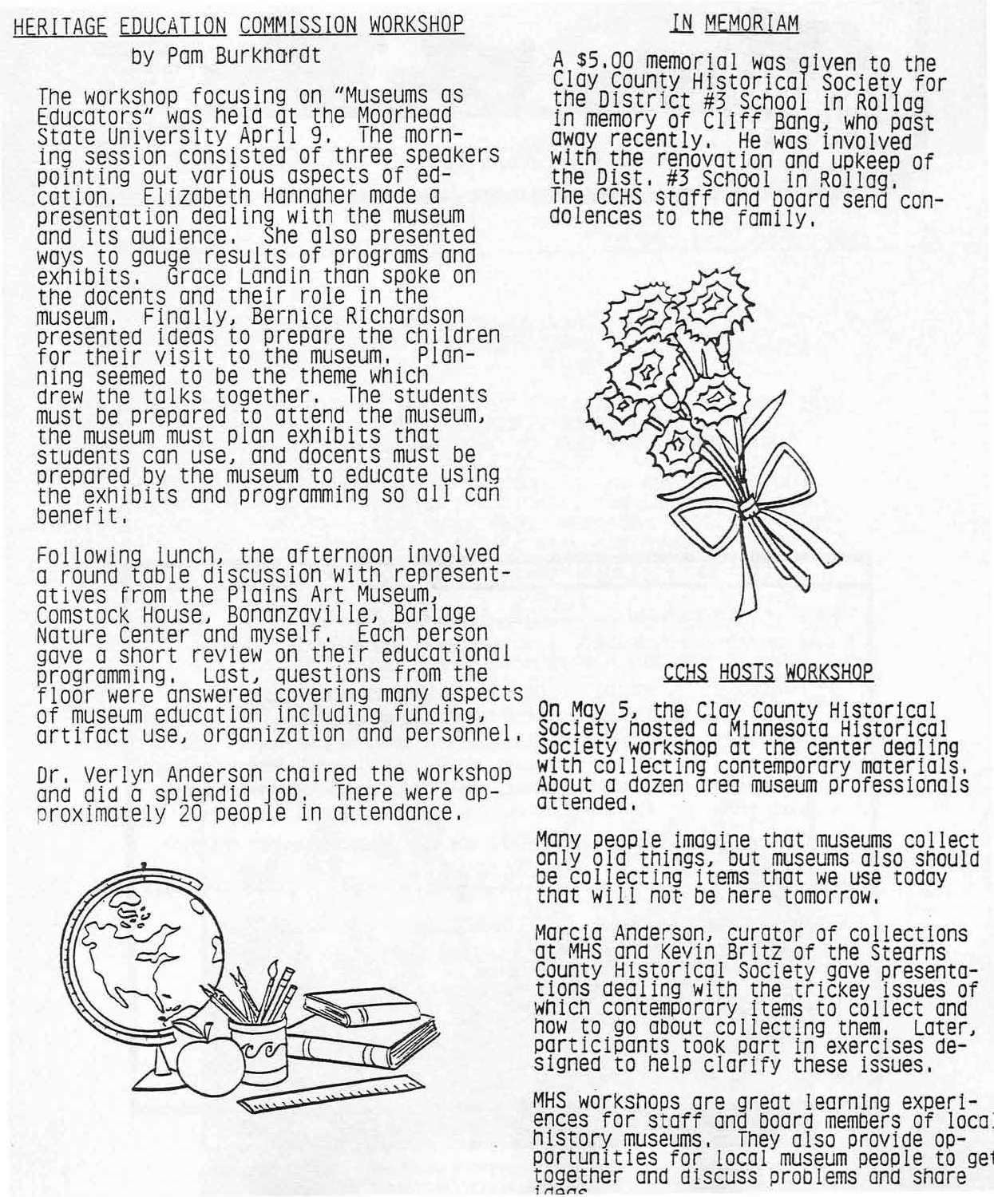## HERITAGE EDUCATION COMMISSION WORKSHOP

by Pam Burkhardt

The workshop focusing on "Museums as Educators" was held at the Moorhead State University April 9. The morning session consisted of three speakers pointing out various aspects of edcation. Elizabeth Hannaher made a presentation dealing with the museum and its audience. She also presented ways to gauge results of programs and exhibits. Grace Landin than spoke on the docents and their role in the museum. Finally, Bernice Richardson presented ideas to prepare the children for their visit to the museum. Planning seemed to be the theme which drew the talks together. The students must be prepared to attend the museum, the museum must plan exhibits that students can use, and docents must be prepared by the museum to educate using the exhibits and programming so all can benefit.

Following lunch, the afternoon involved a round table discussion with representatives from the Plains Art Museum, Comstock House, Bonanzaville, Barlage Nature Center and myself. Each person gave a short review on their educational programming. Last, questions from the floor were answered covering many aspects of museum education including funding, artifact use, organization and personnel.

Dr. Verlyn Anderson chaired the workshop and did a splendid job. There were approximately 20 people in attendance.

## IN MEMORIAM

A $5.00 memorial was given to the Clay County Historical Society for the District #3 School in Rollag in memory of Cliff Bang, who past away recently. He was involved with the renovation and upkeep of the Dist. #3 School in Rollag. The CCHS staff and board send condolences to the family.

## CCHS HOSTS WORKSHOP

On May 5, the Clay County Historical Society hosted a Minnesota Historical Society workshop at the center dealing with collecting contemporary materials. About a dozen area museum professionals attended.

Many people imagine that museums collect only old things, but museums also should be collecting items that we use today that will not be here tomorrow.

Marcia Anderson, curator of collections at MHS and Kevin Britz of the Stearns County Historical Society gave presentations dealing with the trickey issues of which contemporary items to collect and how to go about collecting them. Later, participants took part in exercises designed to help clarify these issues.

MHS workshops are great learning experiences for staff and board members of local history museums. They also provide opportunities for local museum people to get together and discuss problems and share ideas.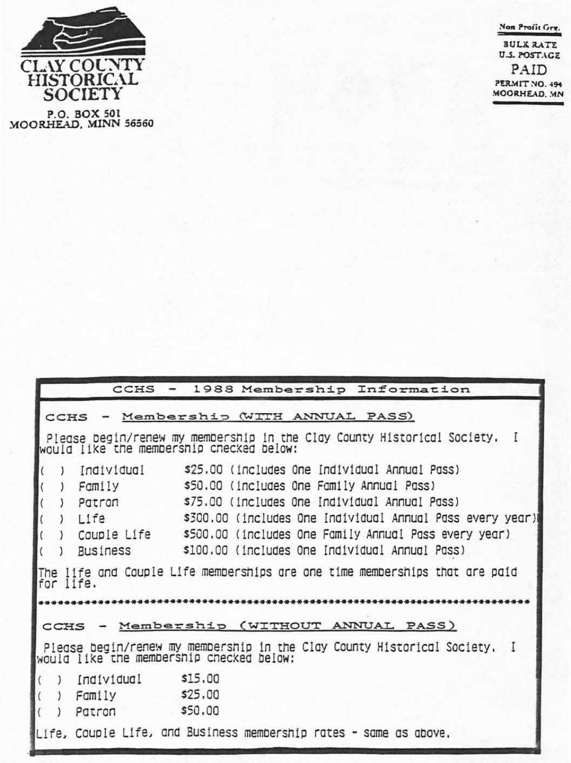**CLAY COUNTY HISTORICAL SOCIETY**

P.O. BOX 501
MOORHEAD, MINN 56560

Non Profit Org.
BULK RATE
U.S. POSTAGE
PAID
PERMIT NO. 494
MOORHEAD, MN

## CCHS - 1988 Membership Information

### CCHS - Membership (WITH ANNUAL PASS)

Please begin/renew my membership in the Clay County Historical Society. I would like the membership checked below:

| | | |
|---|---|---|
| ( ) | Individual | $25.00 (includes One Individual Annual Pass) |
| ( ) | Family | $50.00 (includes One Family Annual Pass) |
| ( ) | Patron | $75.00 (includes One Individual Annual Pass) |
| ( ) | Life | $300.00 (includes One Individual Annual Pass every year) |
| ( ) | Couple Life | $500.00 (includes One Family Annual Pass every year) |
| ( ) | Business | $100.00 (includes One Individual Annual Pass) |

The life and Couple Life memberships are one time memberships that are paid for life.

*****************************************************************************

### CCHS - Membership (WITHOUT ANNUAL PASS)

Please begin/renew my membership in the Clay County Historical Society. I would like the membership checked below:

| | | |
|---|---|---|
| ( ) | Individual | $15.00 |
| ( ) | Family | $25.00 |
| ( ) | Patron | $50.00 |

Life, Couple Life, and Business membership rates - same as above.